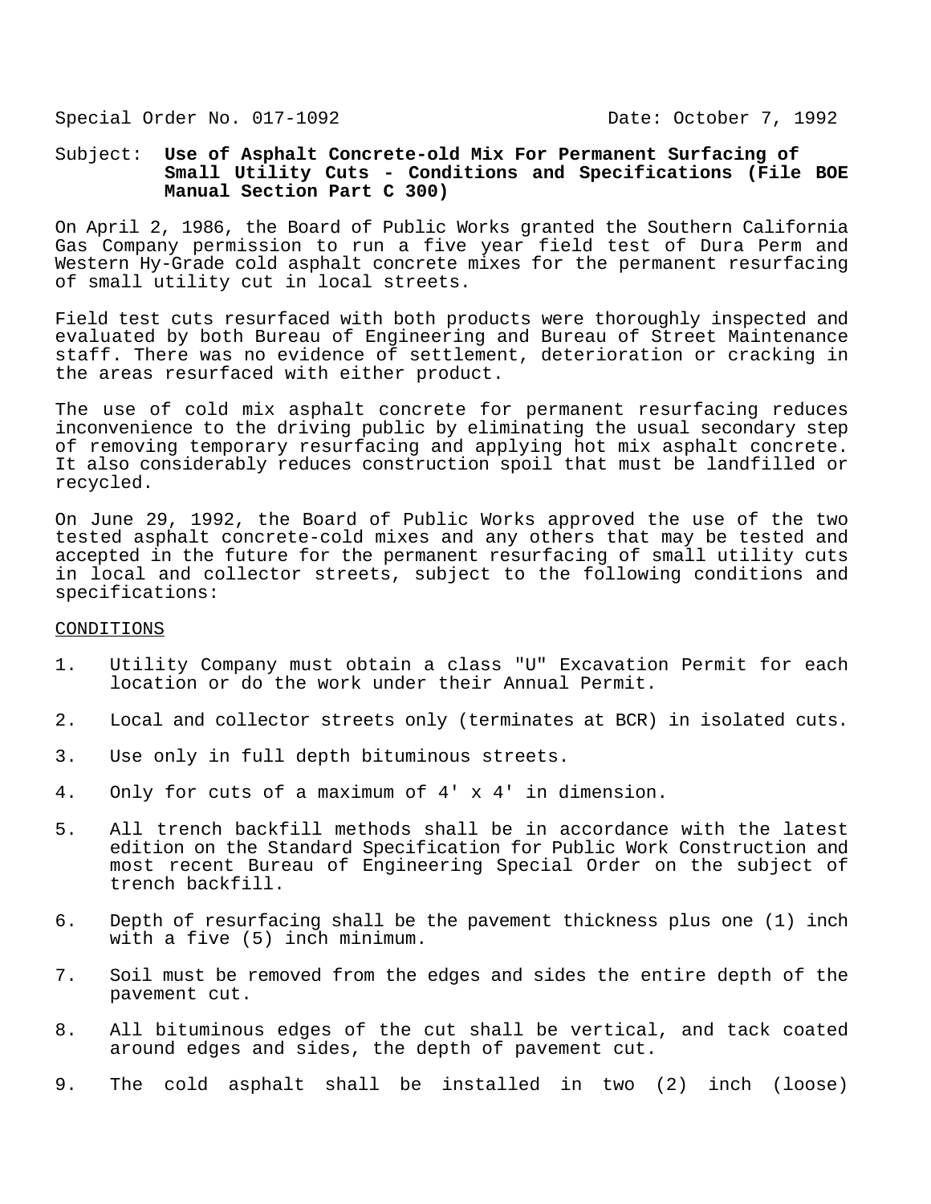Special Order No. 017-1092 Date: October 7, 1992

Subject: **Use of Asphalt Concrete-old Mix For Permanent Surfacing of Small Utility Cuts - Conditions and Specifications (File BOE Manual Section Part C 300)**

On April 2, 1986, the Board of Public Works granted the Southern California Gas Company permission to run a five year field test of Dura Perm and Western Hy-Grade cold asphalt concrete mixes for the permanent resurfacing of small utility cut in local streets.

Field test cuts resurfaced with both products were thoroughly inspected and evaluated by both Bureau of Engineering and Bureau of Street Maintenance staff. There was no evidence of settlement, deterioration or cracking in the areas resurfaced with either product.

The use of cold mix asphalt concrete for permanent resurfacing reduces inconvenience to the driving public by eliminating the usual secondary step of removing temporary resurfacing and applying hot mix asphalt concrete. It also considerably reduces construction spoil that must be landfilled or recycled.

On June 29, 1992, the Board of Public Works approved the use of the two tested asphalt concrete-cold mixes and any others that may be tested and accepted in the future for the permanent resurfacing of small utility cuts in local and collector streets, subject to the following conditions and specifications:

<u>CONDITIONS</u>

1. Utility Company must obtain a class "U" Excavation Permit for each location or do the work under their Annual Permit.

2. Local and collector streets only (terminates at BCR) in isolated cuts.

3. Use only in full depth bituminous streets.

4. Only for cuts of a maximum of 4' x 4' in dimension.

5. All trench backfill methods shall be in accordance with the latest edition on the Standard Specification for Public Work Construction and most recent Bureau of Engineering Special Order on the subject of trench backfill.

6. Depth of resurfacing shall be the pavement thickness plus one (1) inch with a five (5) inch minimum.

7. Soil must be removed from the edges and sides the entire depth of the pavement cut.

8. All bituminous edges of the cut shall be vertical, and tack coated around edges and sides, the depth of pavement cut.

9. The cold asphalt shall be installed in two (2) inch (loose)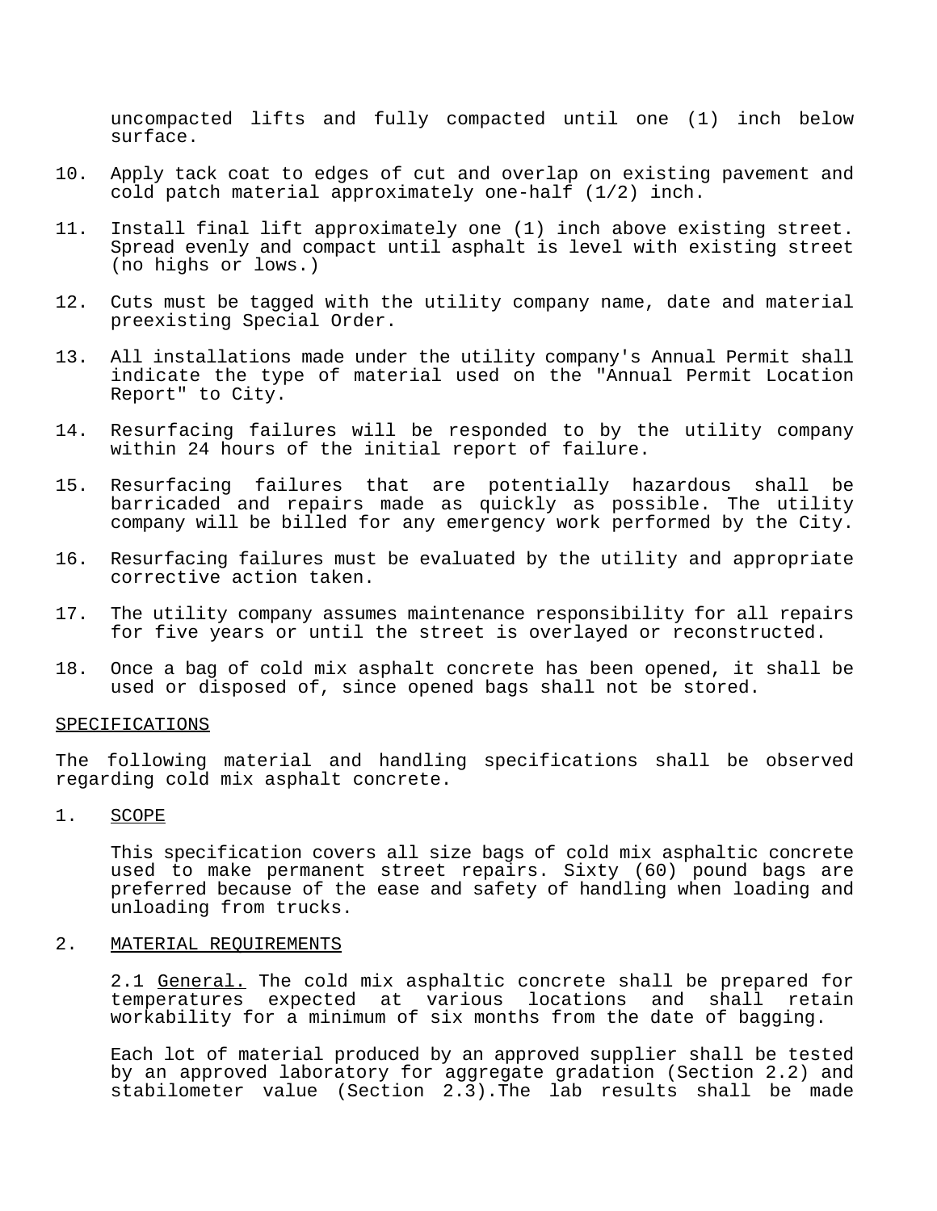uncompacted lifts and fully compacted until one (1) inch below surface.

10. Apply tack coat to edges of cut and overlap on existing pavement and cold patch material approximately one-half (1/2) inch.

11. Install final lift approximately one (1) inch above existing street. Spread evenly and compact until asphalt is level with existing street (no highs or lows.)

12. Cuts must be tagged with the utility company name, date and material preexisting Special Order.

13. All installations made under the utility company's Annual Permit shall indicate the type of material used on the "Annual Permit Location Report" to City.

14. Resurfacing failures will be responded to by the utility company within 24 hours of the initial report of failure.

15. Resurfacing failures that are potentially hazardous shall be barricaded and repairs made as quickly as possible. The utility company will be billed for any emergency work performed by the City.

16. Resurfacing failures must be evaluated by the utility and appropriate corrective action taken.

17. The utility company assumes maintenance responsibility for all repairs for five years or until the street is overlayed or reconstructed.

18. Once a bag of cold mix asphalt concrete has been opened, it shall be used or disposed of, since opened bags shall not be stored.

<u>SPECIFICATIONS</u>

The following material and handling specifications shall be observed regarding cold mix asphalt concrete.

1. <u>SCOPE</u>

   This specification covers all size bags of cold mix asphaltic concrete used to make permanent street repairs. Sixty (60) pound bags are preferred because of the ease and safety of handling when loading and unloading from trucks.

2. <u>MATERIAL REQUIREMENTS</u>

   2.1 <u>General.</u> The cold mix asphaltic concrete shall be prepared for temperatures expected at various locations and shall retain workability for a minimum of six months from the date of bagging.

   Each lot of material produced by an approved supplier shall be tested by an approved laboratory for aggregate gradation (Section 2.2) and stabilometer value (Section 2.3).The lab results shall be made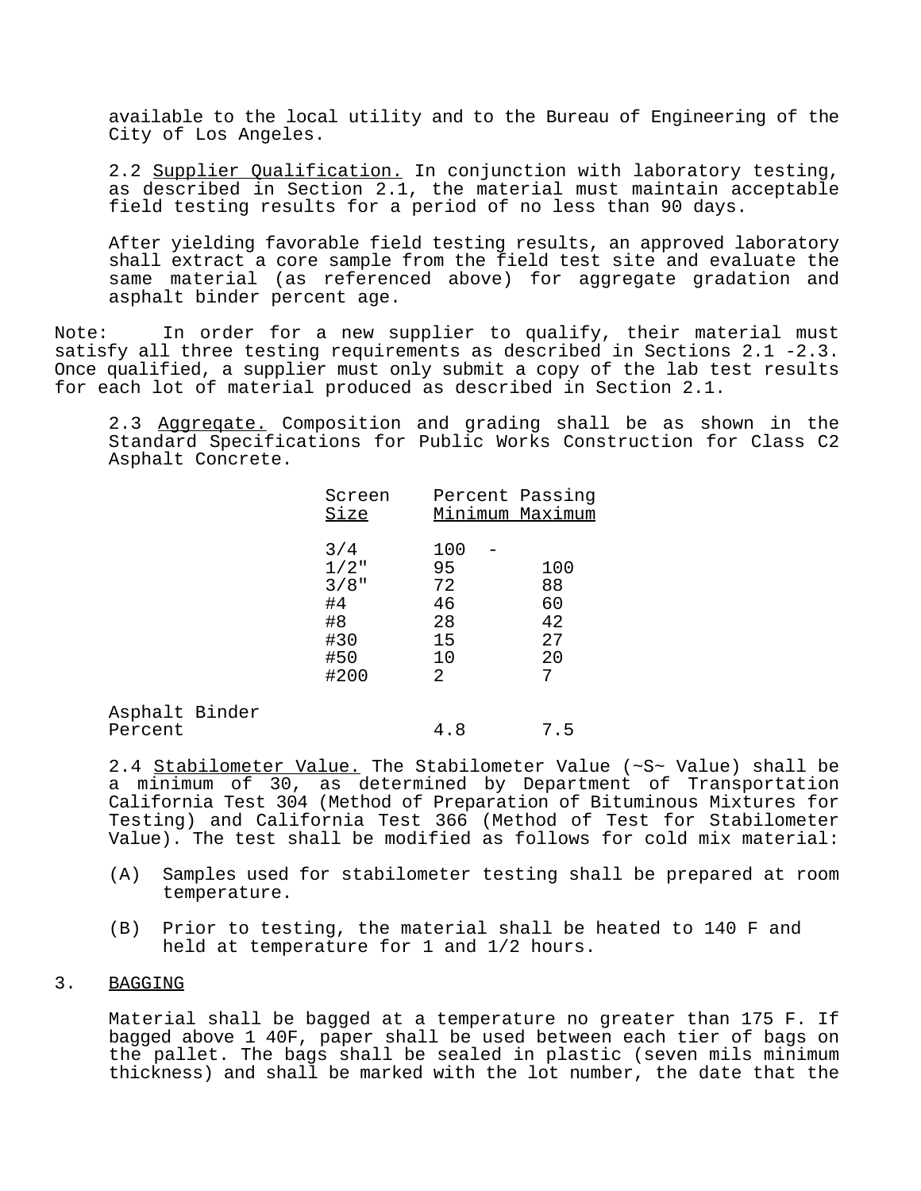available to the local utility and to the Bureau of Engineering of the City of Los Angeles.

2.2 <u>Supplier Qualification.</u> In conjunction with laboratory testing, as described in Section 2.1, the material must maintain acceptable field testing results for a period of no less than 90 days.

After yielding favorable field testing results, an approved laboratory shall extract a core sample from the field test site and evaluate the same material (as referenced above) for aggregate gradation and asphalt binder percent age.

Note: In order for a new supplier to qualify, their material must satisfy all three testing requirements as described in Sections 2.1 -2.3. Once qualified, a supplier must only submit a copy of the lab test results for each lot of material produced as described in Section 2.1.

2.3 <u>Aggregate.</u> Composition and grading shall be as shown in the Standard Specifications for Public Works Construction for Class C2 Asphalt Concrete.

| Screen Size | Percent Passing Minimum | Maximum |
|---|---|---|
| 3/4 | 100 | - |
| 1/2" | 95 | 100 |
| 3/8" | 72 | 88 |
| #4 | 46 | 60 |
| #8 | 28 | 42 |
| #30 | 15 | 27 |
| #50 | 10 | 20 |
| #200 | 2 | 7 |
| Asphalt Binder Percent | 4.8 | 7.5 |

2.4 <u>Stabilometer Value.</u> The Stabilometer Value (~S~ Value) shall be a minimum of 30, as determined by Department of Transportation California Test 304 (Method of Preparation of Bituminous Mixtures for Testing) and California Test 366 (Method of Test for Stabilometer Value). The test shall be modified as follows for cold mix material:

(A) Samples used for stabilometer testing shall be prepared at room temperature.

(B) Prior to testing, the material shall be heated to 140 F and held at temperature for 1 and 1/2 hours.

## 3. <u>BAGGING</u>

Material shall be bagged at a temperature no greater than 175 F. If bagged above 1 40F, paper shall be used between each tier of bags on the pallet. The bags shall be sealed in plastic (seven mils minimum thickness) and shall be marked with the lot number, the date that the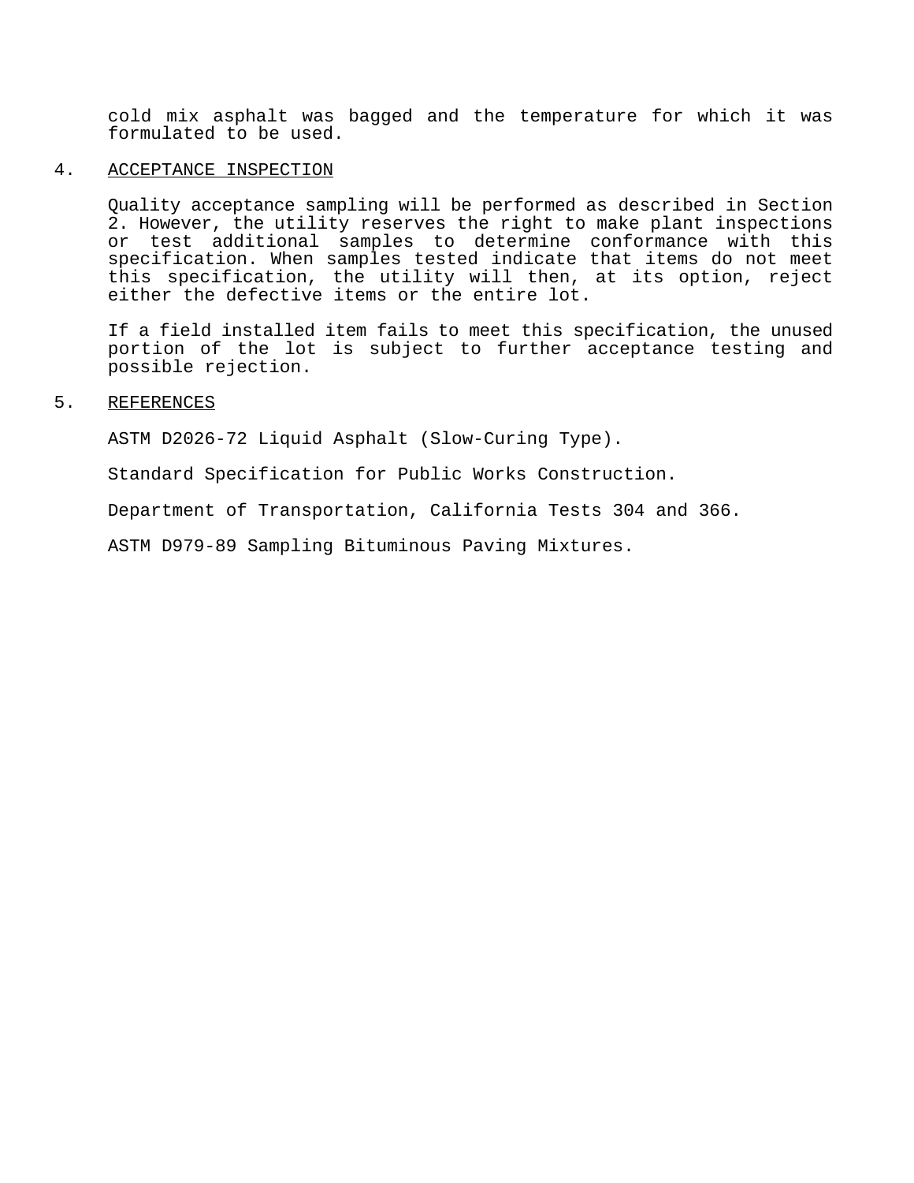cold mix asphalt was bagged and the temperature for which it was formulated to be used.

## 4. ACCEPTANCE INSPECTION

Quality acceptance sampling will be performed as described in Section 2. However, the utility reserves the right to make plant inspections or test additional samples to determine conformance with this specification. When samples tested indicate that items do not meet this specification, the utility will then, at its option, reject either the defective items or the entire lot.

If a field installed item fails to meet this specification, the unused portion of the lot is subject to further acceptance testing and possible rejection.

## 5. REFERENCES

ASTM D2026-72 Liquid Asphalt (Slow-Curing Type).

Standard Specification for Public Works Construction.

Department of Transportation, California Tests 304 and 366.

ASTM D979-89 Sampling Bituminous Paving Mixtures.